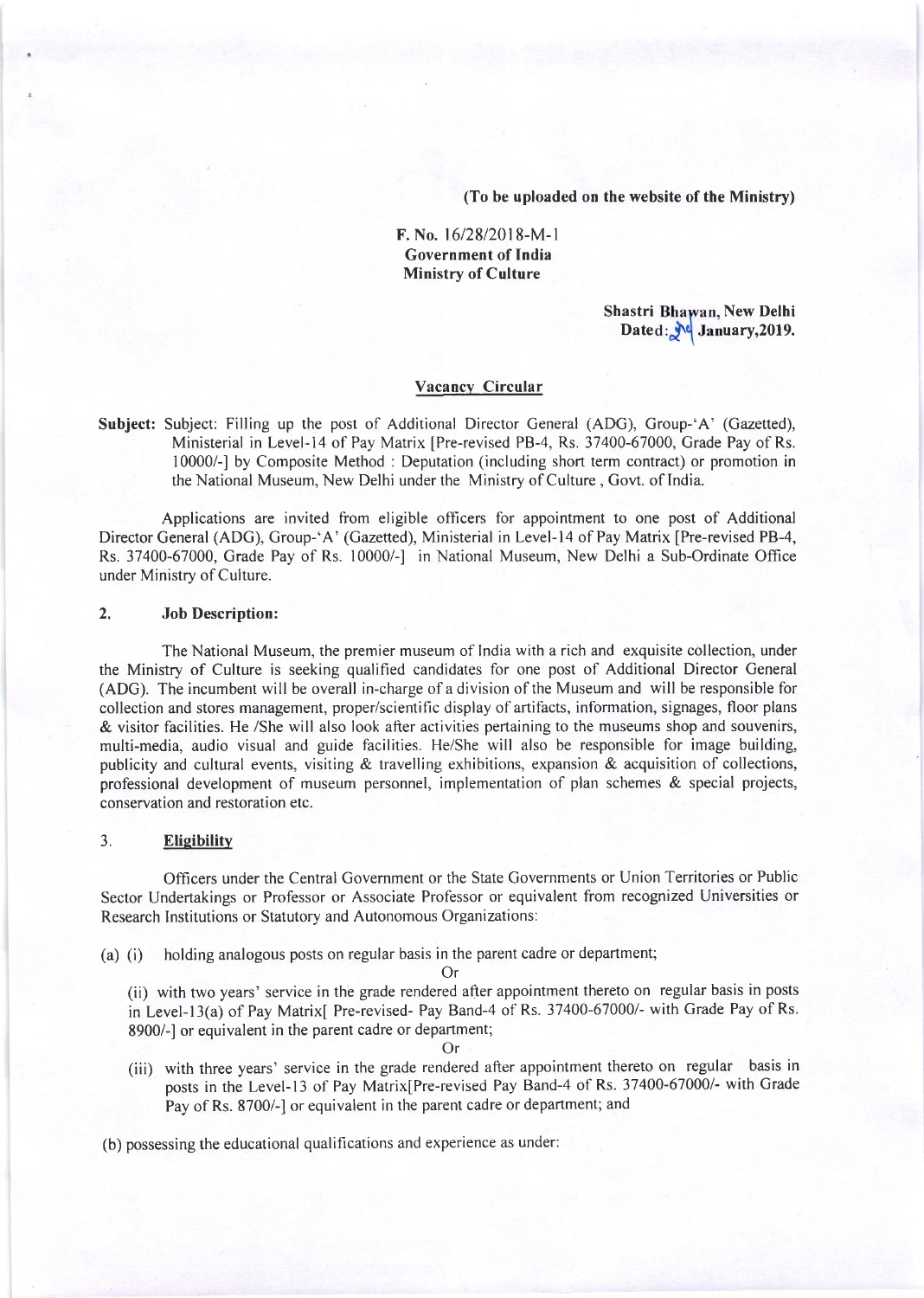**(To be uploaded on the website of the Ministry)**

**F. No. 16/28/2018-M-1**
**Government of India**
**Ministry of Culture**

**Shastri Bhawan, New Delhi**
**Dated: 29 January,2019.**

## Vacancy Circular

**Subject:** Subject: Filling up the post of Additional Director General (ADG), Group-'A' (Gazetted), Ministerial in Level-14 of Pay Matrix [Pre-revised PB-4, Rs. 37400-67000, Grade Pay of Rs. 10000/-] by Composite Method : Deputation (including short term contract) or promotion in the National Museum, New Delhi under the Ministry of Culture , Govt. of India.

Applications are invited from eligible officers for appointment to one post of Additional Director General (ADG), Group-'A' (Gazetted), Ministerial in Level-14 of Pay Matrix [Pre-revised PB-4, Rs. 37400-67000, Grade Pay of Rs. 10000/-] in National Museum, New Delhi a Sub-Ordinate Office under Ministry of Culture.

### 2. Job Description:

The National Museum, the premier museum of India with a rich and exquisite collection, under the Ministry of Culture is seeking qualified candidates for one post of Additional Director General (ADG). The incumbent will be overall in-charge of a division of the Museum and will be responsible for collection and stores management, proper/scientific display of artifacts, information, signages, floor plans & visitor facilities. He /She will also look after activities pertaining to the museums shop and souvenirs, multi-media, audio visual and guide facilities. He/She will also be responsible for image building, publicity and cultural events, visiting & travelling exhibitions, expansion & acquisition of collections, professional development of museum personnel, implementation of plan schemes & special projects, conservation and restoration etc.

### 3. Eligibility

Officers under the Central Government or the State Governments or Union Territories or Public Sector Undertakings or Professor or Associate Professor or equivalent from recognized Universities or Research Institutions or Statutory and Autonomous Organizations:

(a) (i) holding analogous posts on regular basis in the parent cadre or department;

Or

(ii) with two years' service in the grade rendered after appointment thereto on regular basis in posts in Level-13(a) of Pay Matrix[ Pre-revised- Pay Band-4 of Rs. 37400-67000/- with Grade Pay of Rs. 8900/-] or equivalent in the parent cadre or department;

Or

(iii) with three years' service in the grade rendered after appointment thereto on regular basis in posts in the Level-13 of Pay Matrix[Pre-revised Pay Band-4 of Rs. 37400-67000/- with Grade Pay of Rs. 8700/-] or equivalent in the parent cadre or department; and

(b) possessing the educational qualifications and experience as under: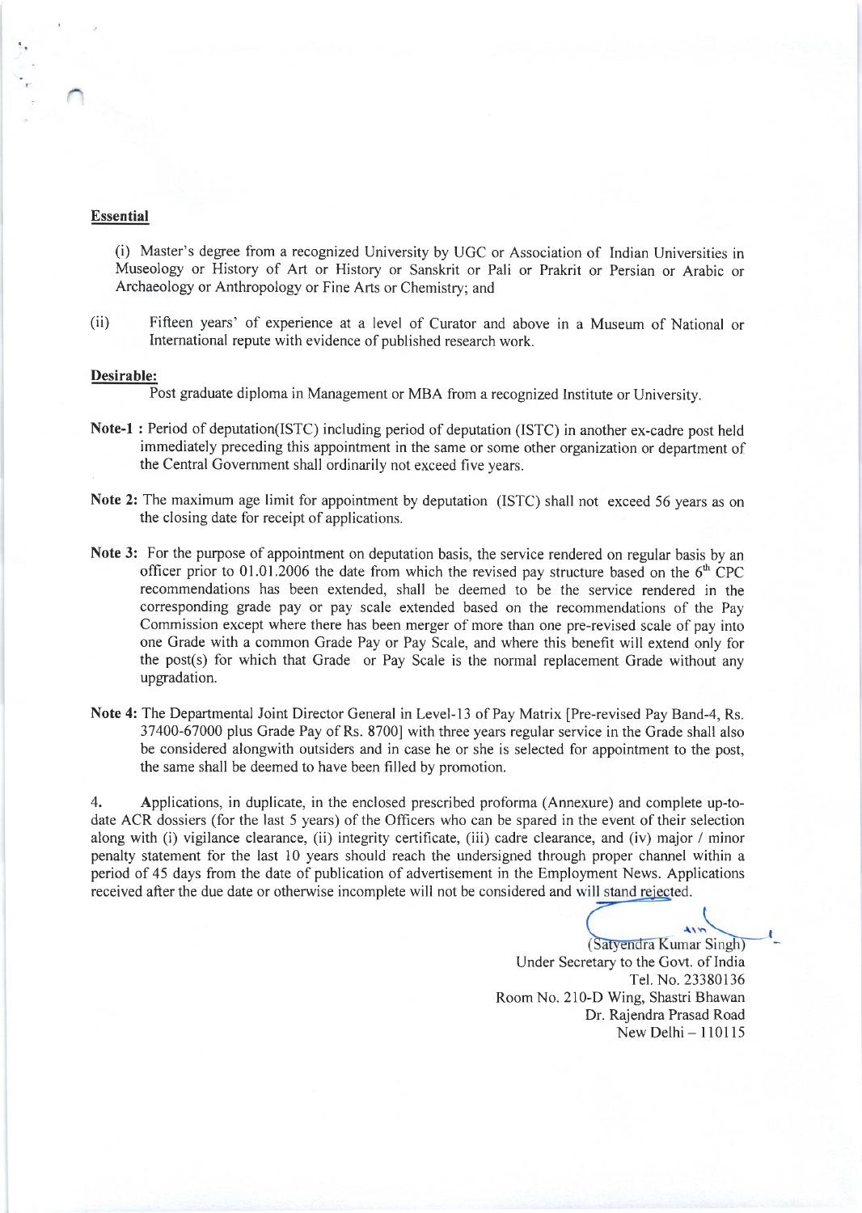**Essential**

(i) Master's degree from a recognized University by UGC or Association of Indian Universities in Museology or History of Art or History or Sanskrit or Pali or Prakrit or Persian or Arabic or Archaeology or Anthropology or Fine Arts or Chemistry; and

(ii) Fifteen years' of experience at a level of Curator and above in a Museum of National or International repute with evidence of published research work.

**Desirable:**

Post graduate diploma in Management or MBA from a recognized Institute or University.

**Note-1 :** Period of deputation(ISTC) including period of deputation (ISTC) in another ex-cadre post held immediately preceding this appointment in the same or some other organization or department of the Central Government shall ordinarily not exceed five years.

**Note 2:** The maximum age limit for appointment by deputation (ISTC) shall not exceed 56 years as on the closing date for receipt of applications.

**Note 3:** For the purpose of appointment on deputation basis, the service rendered on regular basis by an officer prior to 01.01.2006 the date from which the revised pay structure based on the 6th CPC recommendations has been extended, shall be deemed to be the service rendered in the corresponding grade pay or pay scale extended based on the recommendations of the Pay Commission except where there has been merger of more than one pre-revised scale of pay into one Grade with a common Grade Pay or Pay Scale, and where this benefit will extend only for the post(s) for which that Grade or Pay Scale is the normal replacement Grade without any upgradation.

**Note 4:** The Departmental Joint Director General in Level-13 of Pay Matrix [Pre-revised Pay Band-4, Rs. 37400-67000 plus Grade Pay of Rs. 8700] with three years regular service in the Grade shall also be considered alongwith outsiders and in case he or she is selected for appointment to the post, the same shall be deemed to have been filled by promotion.

4. Applications, in duplicate, in the enclosed prescribed proforma (Annexure) and complete up-to-date ACR dossiers (for the last 5 years) of the Officers who can be spared in the event of their selection along with (i) vigilance clearance, (ii) integrity certificate, (iii) cadre clearance, and (iv) major / minor penalty statement for the last 10 years should reach the undersigned through proper channel within a period of 45 days from the date of publication of advertisement in the Employment News. Applications received after the due date or otherwise incomplete will not be considered and will stand rejected.

(Satyendra Kumar Singh)
Under Secretary to the Govt. of India
Tel. No. 23380136
Room No. 210-D Wing, Shastri Bhawan
Dr. Rajendra Prasad Road
New Delhi – 110115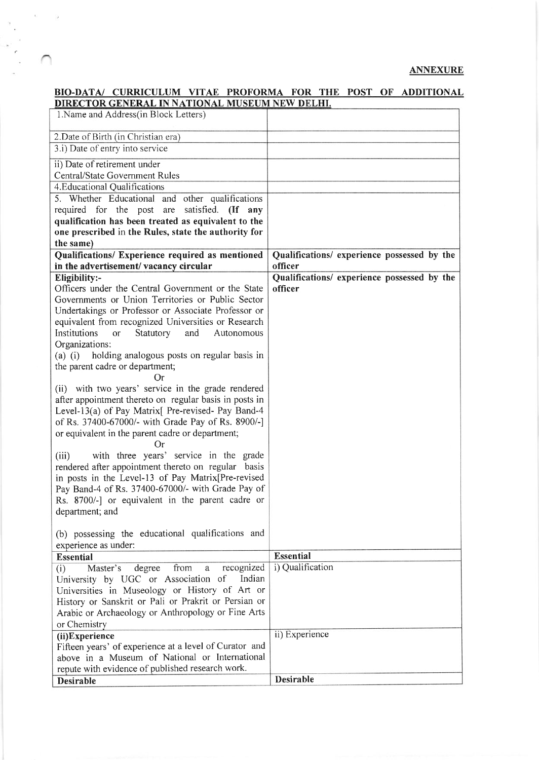**ANNEXURE**

**BIO-DATA/ CURRICULUM VITAE PROFORMA FOR THE POST OF ADDITIONAL DIRECTOR GENERAL IN NATIONAL MUSEUM NEW DELHI.**

| | |
|---|---|
| 1.Name and Address(in Block Letters) | |
| 2.Date of Birth (in Christian era) | |
| 3.i) Date of entry into service | |
| ii) Date of retirement under Central/State Government Rules | |
| 4.Educational Qualifications | |
| 5. Whether Educational and other qualifications required for the post are satisfied. **(If any qualification has been treated as equivalent to the one prescribed in the Rules, state the authority for the same)** | |
| **Qualifications/ Experience required as mentioned in the advertisement/ vacancy circular** | **Qualifications/ experience possessed by the officer** |
| **Eligibility:-**<br>Officers under the Central Government or the State Governments or Union Territories or Public Sector Undertakings or Professor or Associate Professor or equivalent from recognized Universities or Research Institutions or Statutory and Autonomous Organizations:<br>(a) (i) holding analogous posts on regular basis in the parent cadre or department;<br>Or<br>(ii) with two years' service in the grade rendered after appointment thereto on regular basis in posts in Level-13(a) of Pay Matrix[ Pre-revised- Pay Band-4 of Rs. 37400-67000/- with Grade Pay of Rs. 8900/-] or equivalent in the parent cadre or department;<br>Or<br>(iii) with three years' service in the grade rendered after appointment thereto on regular basis in posts in the Level-13 of Pay Matrix[Pre-revised Pay Band-4 of Rs. 37400-67000/- with Grade Pay of Rs. 8700/-] or equivalent in the parent cadre or department; and<br><br>(b) possessing the educational qualifications and experience as under: | **Qualifications/ experience possessed by the officer** |
| **Essential** | **Essential** |
| (i) Master's degree from a recognized University by UGC or Association of Indian Universities in Museology or History of Art or History or Sanskrit or Pali or Prakrit or Persian or Arabic or Archaeology or Anthropology or Fine Arts or Chemistry | i) Qualification |
| **(ii)Experience**<br>Fifteen years' of experience at a level of Curator and above in a Museum of National or International repute with evidence of published research work. | ii) Experience |
| **Desirable** | **Desirable** |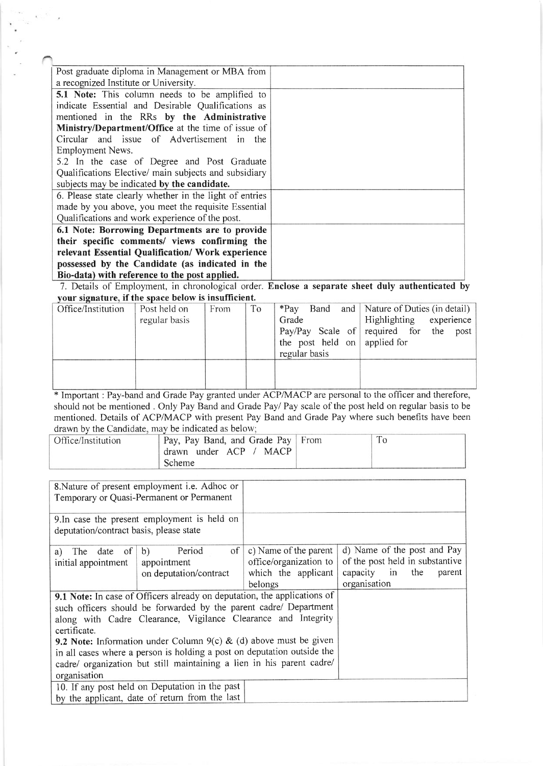| | |
|---|---|
| Post graduate diploma in Management or MBA from a recognized Institute or University. | |
| **5.1 Note:** This column needs to be amplified to indicate Essential and Desirable Qualifications as mentioned in the RRs **by the Administrative Ministry/Department/Office** at the time of issue of Circular and issue of Advertisement in the Employment News.<br>5.2 In the case of Degree and Post Graduate Qualifications Elective/ main subjects and subsidiary subjects may be indicated **by the candidate.** | |
| 6. Please state clearly whether in the light of entries made by you above, you meet the requisite Essential Qualifications and work experience of the post. | |
| **6.1 Note: Borrowing Departments are to provide their specific comments/ views confirming the relevant Essential Qualification/ Work experience possessed by the Candidate (as indicated in the Bio-data) with reference to the post applied.** | |

7. Details of Employment, in chronological order. **Enclose a separate sheet duly authenticated by your signature, if the space below is insufficient.**

| Office/Institution | Post held on regular basis | From | To | *Pay Band and Grade Pay/Pay Scale of the post held on regular basis | Nature of Duties (in detail) Highlighting experience required for the post applied for |
|---|---|---|---|---|---|
| | | | | | |

\* Important : Pay-band and Grade Pay granted under ACP/MACP are personal to the officer and therefore, should not be mentioned . Only Pay Band and Grade Pay/ Pay scale of the post held on regular basis to be mentioned. Details of ACP/MACP with present Pay Band and Grade Pay where such benefits have been drawn by the Candidate, may be indicated as below;

| Office/Institution | Pay, Pay Band, and Grade Pay drawn under ACP / MACP Scheme | From | To |
|---|---|---|---|

| | | | |
|---|---|---|---|
| 8.Nature of present employment i.e. Adhoc or Temporary or Quasi-Permanent or Permanent | | | |
| 9.In case the present employment is held on deputation/contract basis, please state | | | |
| a) The date of initial appointment | b) Period of appointment on deputation/contract | c) Name of the parent office/organization to which the applicant belongs | d) Name of the post and Pay of the post held in substantive capacity in the parent organisation |
| **9.1 Note:** In case of Officers already on deputation, the applications of such officers should be forwarded by the parent cadre/ Department along with Cadre Clearance, Vigilance Clearance and Integrity certificate.<br>**9.2 Note:** Information under Column 9(c) & (d) above must be given in all cases where a person is holding a post on deputation outside the cadre/ organization but still maintaining a lien in his parent cadre/ organisation | | | |
| 10. If any post held on Deputation in the past by the applicant, date of return from the last | | | |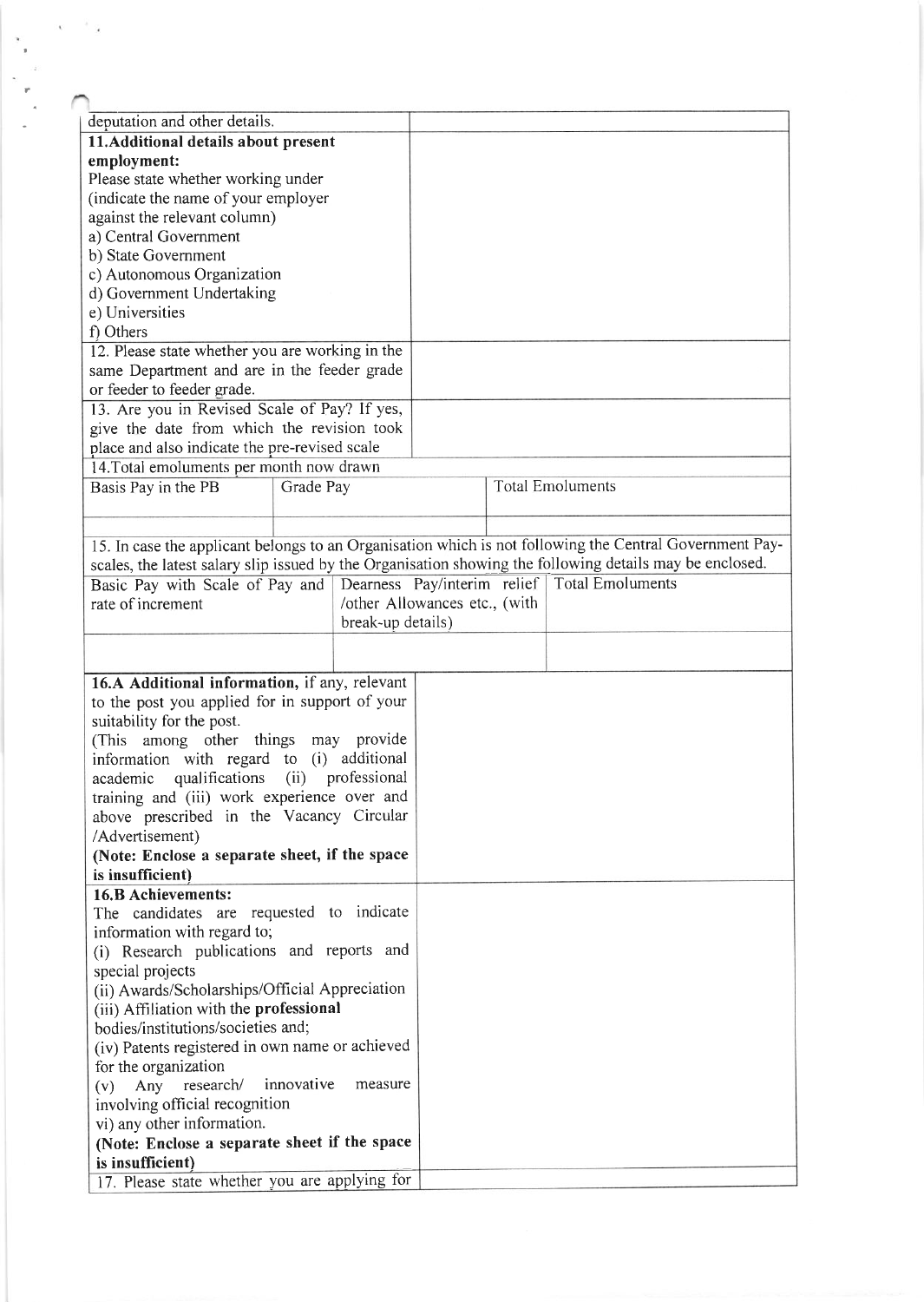| deputation and other details. | |
|---|---|
| **11.Additional details about present employment:**<br>Please state whether working under (indicate the name of your employer against the relevant column)<br>a) Central Government<br>b) State Government<br>c) Autonomous Organization<br>d) Government Undertaking<br>e) Universities<br>f) Others | |
| 12. Please state whether you are working in the same Department and are in the feeder grade or feeder to feeder grade. | |
| 13. Are you in Revised Scale of Pay? If yes, give the date from which the revision took place and also indicate the pre-revised scale | |

14.Total emoluments per month now drawn

| Basis Pay in the PB | Grade Pay | Total Emoluments |
|---|---|---|
| | | |

15. In case the applicant belongs to an Organisation which is not following the Central Government Pay-scales, the latest salary slip issued by the Organisation showing the following details may be enclosed.

| Basic Pay with Scale of Pay and rate of increment | Dearness Pay/interim relief /other Allowances etc., (with break-up details) | Total Emoluments |
|---|---|---|
| | | |

| | |
|---|---|
| **16.A Additional information,** if any, relevant to the post you applied for in support of your suitability for the post.<br>(This among other things may provide information with regard to (i) additional academic qualifications (ii) professional training and (iii) work experience over and above prescribed in the Vacancy Circular /Advertisement)<br>**(Note: Enclose a separate sheet, if the space is insufficient)** | |
| **16.B Achievements:**<br>The candidates are requested to indicate information with regard to;<br>(i) Research publications and reports and special projects<br>(ii) Awards/Scholarships/Official Appreciation<br>(iii) Affiliation with the **professional** bodies/institutions/societies and;<br>(iv) Patents registered in own name or achieved for the organization<br>(v) Any research/ innovative measure involving official recognition<br>vi) any other information.<br>**(Note: Enclose a separate sheet if the space is insufficient)** | |
| 17. Please state whether you are applying for | |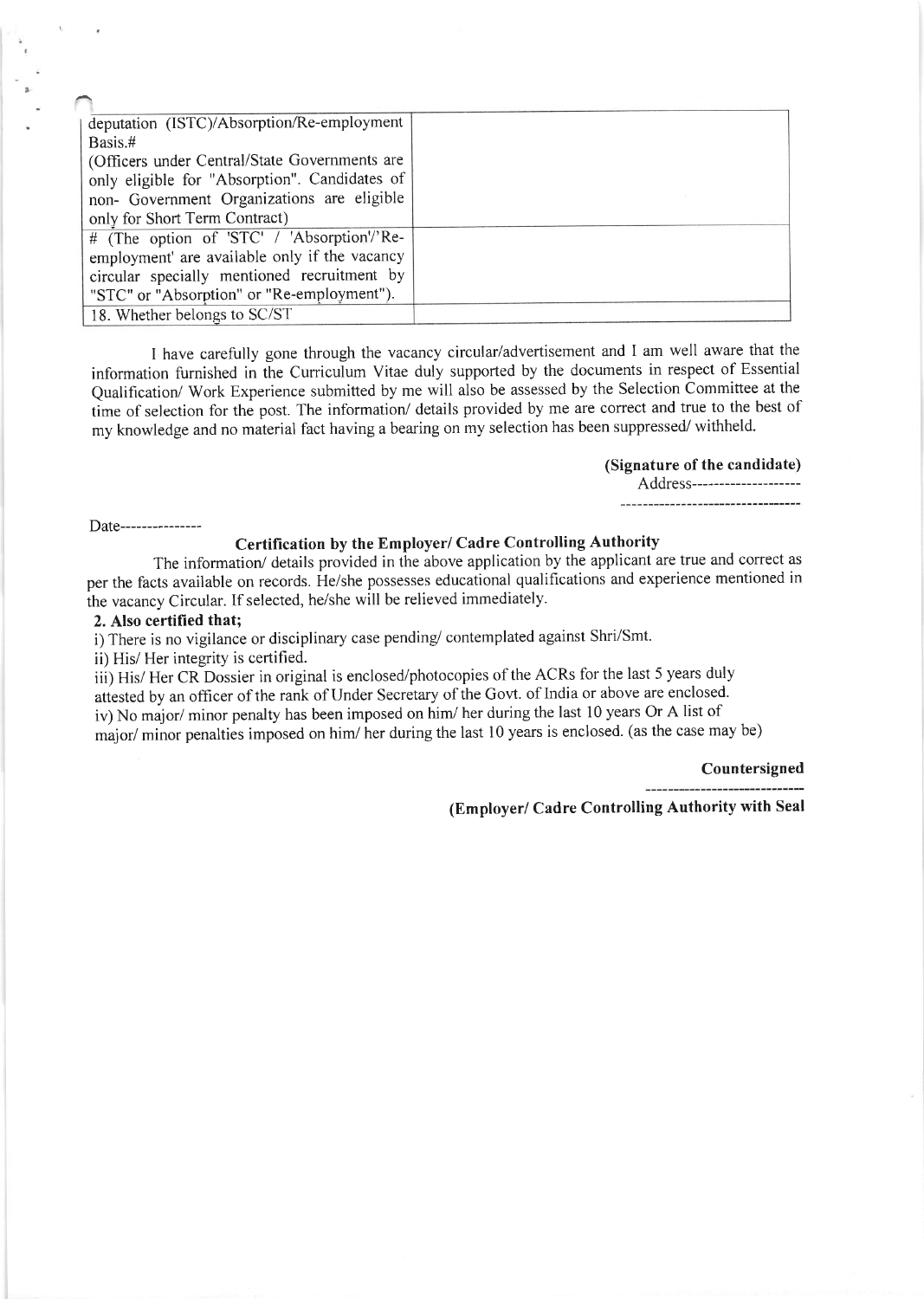| | |
|---|---|
| deputation (ISTC)/Absorption/Re-employment Basis.# (Officers under Central/State Governments are only eligible for "Absorption". Candidates of non- Government Organizations are eligible only for Short Term Contract) | |
| # (The option of 'STC' / 'Absorption'/'Re-employment' are available only if the vacancy circular specially mentioned recruitment by "STC" or "Absorption" or "Re-employment"). | |
| 18. Whether belongs to SC/ST | |

I have carefully gone through the vacancy circular/advertisement and I am well aware that the information furnished in the Curriculum Vitae duly supported by the documents in respect of Essential Qualification/ Work Experience submitted by me will also be assessed by the Selection Committee at the time of selection for the post. The information/ details provided by me are correct and true to the best of my knowledge and no material fact having a bearing on my selection has been suppressed/ withheld.

**(Signature of the candidate)**

Address--------------------

----------------------------------

Date---------------

**Certification by the Employer/ Cadre Controlling Authority**

The information/ details provided in the above application by the applicant are true and correct as per the facts available on records. He/she possesses educational qualifications and experience mentioned in the vacancy Circular. If selected, he/she will be relieved immediately.

**2. Also certified that;**

i) There is no vigilance or disciplinary case pending/ contemplated against Shri/Smt.

ii) His/ Her integrity is certified.

iii) His/ Her CR Dossier in original is enclosed/photocopies of the ACRs for the last 5 years duly attested by an officer of the rank of Under Secretary of the Govt. of India or above are enclosed.

iv) No major/ minor penalty has been imposed on him/ her during the last 10 years Or A list of major/ minor penalties imposed on him/ her during the last 10 years is enclosed. (as the case may be)

**Countersigned**

-----------------------------

**(Employer/ Cadre Controlling Authority with Seal**